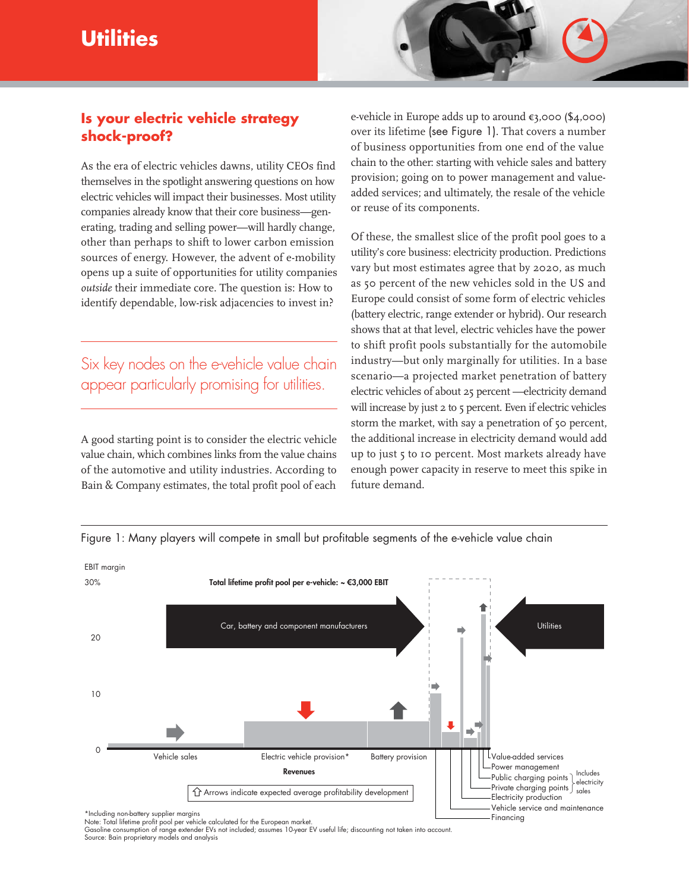# Utilities

## Is your electric vehicle strategy shock-proof?

As the era of electric vehicles dawns, utility CEOs find themselves in the spotlight answering questions on how electric vehicles will impact their businesses. Most utility companies already know that their core business—generating, trading and selling power—will hardly change, other than perhaps to shift to lower carbon emission sources of energy. However, the advent of e-mobility opens up a suite of opportunities for utility companies *outside* their immediate core. The question is: How to identify dependable, low-risk adjacencies to invest in?

> Six key nodes on the e-vehicle value chain appear particularly promising for utilities.

A good starting point is to consider the electric vehicle value chain, which combines links from the value chains of the automotive and utility industries. According to Bain & Company estimates, the total profit pool of each e-vehicle in Europe adds up to around €3,000 ($4,000) over its lifetime (see Figure 1). That covers a number of business opportunities from one end of the value chain to the other: starting with vehicle sales and battery provision; going on to power management and value-added services; and ultimately, the resale of the vehicle or reuse of its components.

Of these, the smallest slice of the profit pool goes to a utility's core business: electricity production. Predictions vary but most estimates agree that by 2020, as much as 50 percent of the new vehicles sold in the US and Europe could consist of some form of electric vehicles (battery electric, range extender or hybrid). Our research shows that at that level, electric vehicles have the power to shift profit pools substantially for the automobile industry—but only marginally for utilities. In a base scenario—a projected market penetration of battery electric vehicles of about 25 percent —electricity demand will increase by just 2 to 5 percent. Even if electric vehicles storm the market, with say a penetration of 50 percent, the additional increase in electricity demand would add up to just 5 to 10 percent. Most markets already have enough power capacity in reserve to meet this spike in future demand.

Figure 1: Many players will compete in small but profitable segments of the e-vehicle value chain

EBIT margin (0–30%); Total lifetime profit pool per e-vehicle: ~ €3,000 EBIT

Car, battery and component manufacturers → ← Utilities

Revenues: Vehicle sales; Electric vehicle provision*; Battery provision; Financing; Vehicle service and maintenance; Electricity production; Private charging points; Public charging points (Includes electricity sales); Power management; Value-added services

⇧ Arrows indicate expected average profitability development

*Including non-battery supplier margins
Note: Total lifetime profit pool per vehicle calculated for the European market.
Gasoline consumption of range extender EVs not included; assumes 10-year EV useful life; discounting not taken into account.
Source: Bain proprietary models and analysis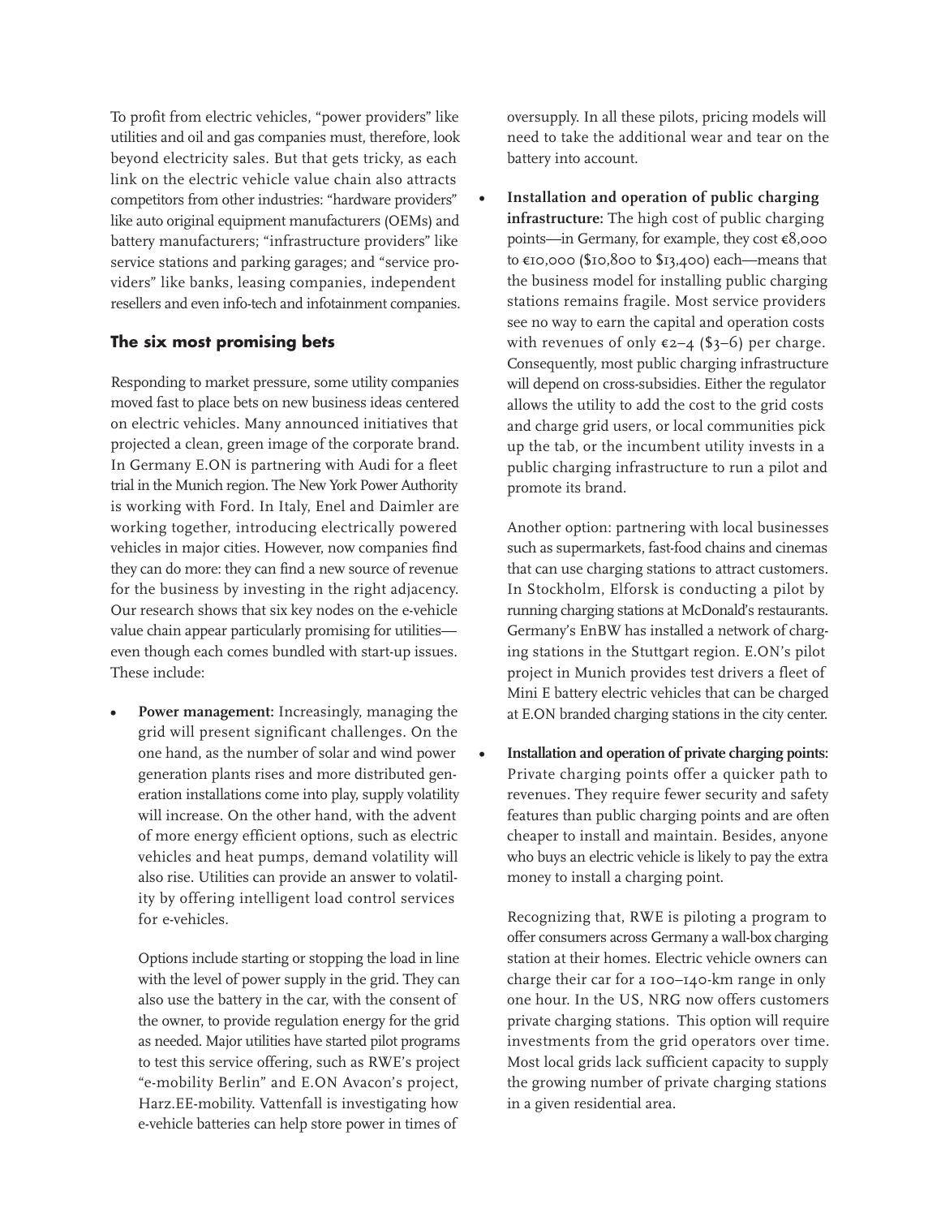To profit from electric vehicles, "power providers" like utilities and oil and gas companies must, therefore, look beyond electricity sales. But that gets tricky, as each link on the electric vehicle value chain also attracts competitors from other industries: "hardware providers" like auto original equipment manufacturers (OEMs) and battery manufacturers; "infrastructure providers" like service stations and parking garages; and "service providers" like banks, leasing companies, independent resellers and even info-tech and infotainment companies.

## The six most promising bets

Responding to market pressure, some utility companies moved fast to place bets on new business ideas centered on electric vehicles. Many announced initiatives that projected a clean, green image of the corporate brand. In Germany E.ON is partnering with Audi for a fleet trial in the Munich region. The New York Power Authority is working with Ford. In Italy, Enel and Daimler are working together, introducing electrically powered vehicles in major cities. However, now companies find they can do more: they can find a new source of revenue for the business by investing in the right adjacency. Our research shows that six key nodes on the e-vehicle value chain appear particularly promising for utilities—even though each comes bundled with start-up issues. These include:

- **Power management:** Increasingly, managing the grid will present significant challenges. On the one hand, as the number of solar and wind power generation plants rises and more distributed generation installations come into play, supply volatility will increase. On the other hand, with the advent of more energy efficient options, such as electric vehicles and heat pumps, demand volatility will also rise. Utilities can provide an answer to volatility by offering intelligent load control services for e-vehicles.

  Options include starting or stopping the load in line with the level of power supply in the grid. They can also use the battery in the car, with the consent of the owner, to provide regulation energy for the grid as needed. Major utilities have started pilot programs to test this service offering, such as RWE's project "e-mobility Berlin" and E.ON Avacon's project, Harz.EE-mobility. Vattenfall is investigating how e-vehicle batteries can help store power in times of oversupply. In all these pilots, pricing models will need to take the additional wear and tear on the battery into account.

- **Installation and operation of public charging infrastructure:** The high cost of public charging points—in Germany, for example, they cost €8,000 to €10,000 ($10,800 to $13,400) each—means that the business model for installing public charging stations remains fragile. Most service providers see no way to earn the capital and operation costs with revenues of only €2–4 ($3–6) per charge. Consequently, most public charging infrastructure will depend on cross-subsidies. Either the regulator allows the utility to add the cost to the grid costs and charge grid users, or local communities pick up the tab, or the incumbent utility invests in a public charging infrastructure to run a pilot and promote its brand.

  Another option: partnering with local businesses such as supermarkets, fast-food chains and cinemas that can use charging stations to attract customers. In Stockholm, Elforsk is conducting a pilot by running charging stations at McDonald's restaurants. Germany's EnBW has installed a network of charging stations in the Stuttgart region. E.ON's pilot project in Munich provides test drivers a fleet of Mini E battery electric vehicles that can be charged at E.ON branded charging stations in the city center.

- **Installation and operation of private charging points:** Private charging points offer a quicker path to revenues. They require fewer security and safety features than public charging points and are often cheaper to install and maintain. Besides, anyone who buys an electric vehicle is likely to pay the extra money to install a charging point.

  Recognizing that, RWE is piloting a program to offer consumers across Germany a wall-box charging station at their homes. Electric vehicle owners can charge their car for a 100–140-km range in only one hour. In the US, NRG now offers customers private charging stations. This option will require investments from the grid operators over time. Most local grids lack sufficient capacity to supply the growing number of private charging stations in a given residential area.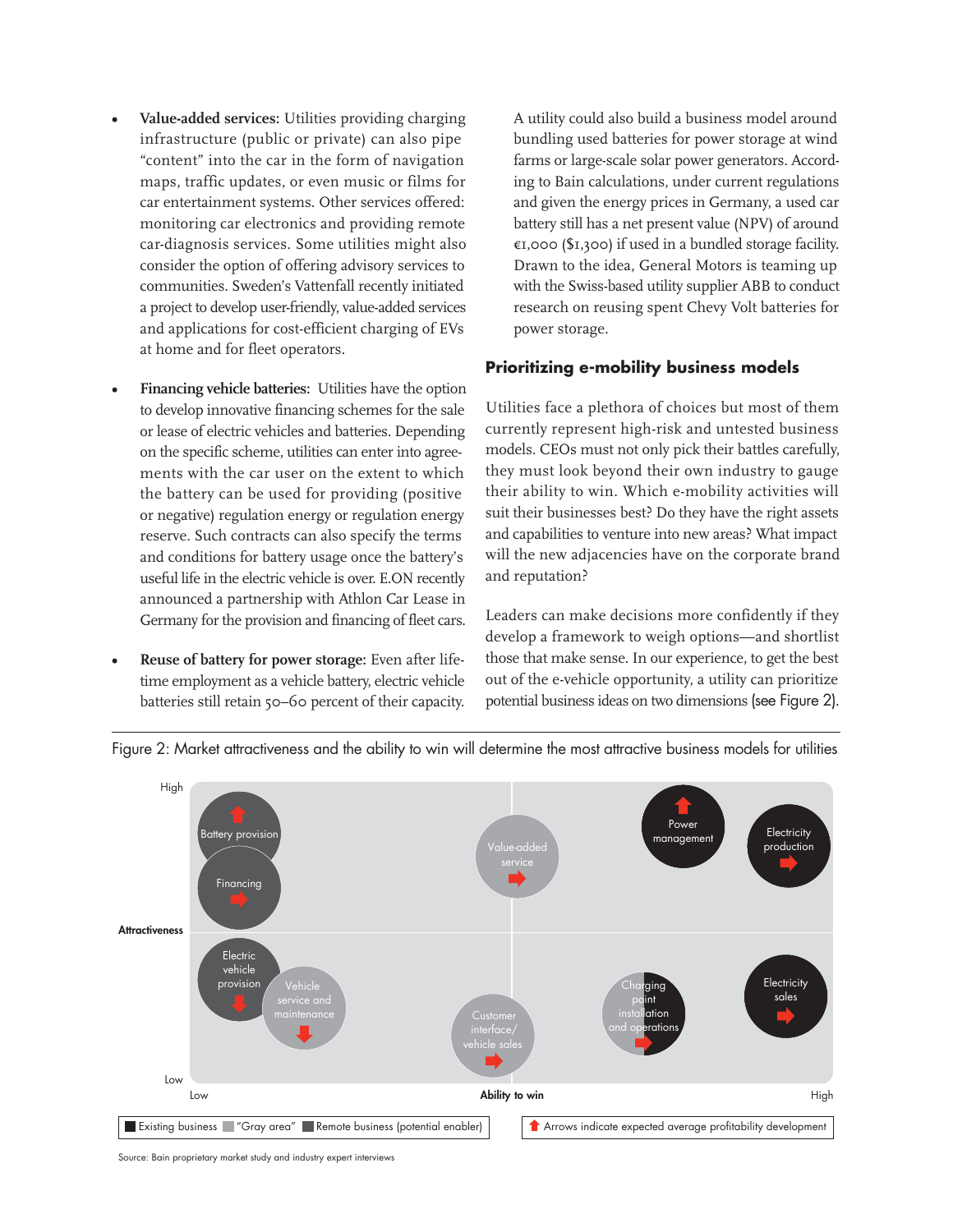- **Value-added services:** Utilities providing charging infrastructure (public or private) can also pipe "content" into the car in the form of navigation maps, traffic updates, or even music or films for car entertainment systems. Other services offered: monitoring car electronics and providing remote car-diagnosis services. Some utilities might also consider the option of offering advisory services to communities. Sweden's Vattenfall recently initiated a project to develop user-friendly, value-added services and applications for cost-efficient charging of EVs at home and for fleet operators.

- **Financing vehicle batteries:** Utilities have the option to develop innovative financing schemes for the sale or lease of electric vehicles and batteries. Depending on the specific scheme, utilities can enter into agreements with the car user on the extent to which the battery can be used for providing (positive or negative) regulation energy or regulation energy reserve. Such contracts can also specify the terms and conditions for battery usage once the battery's useful life in the electric vehicle is over. E.ON recently announced a partnership with Athlon Car Lease in Germany for the provision and financing of fleet cars.

- **Reuse of battery for power storage:** Even after lifetime employment as a vehicle battery, electric vehicle batteries still retain 50–60 percent of their capacity.

A utility could also build a business model around bundling used batteries for power storage at wind farms or large-scale solar power generators. According to Bain calculations, under current regulations and given the energy prices in Germany, a used car battery still has a net present value (NPV) of around €1,000 ($1,300) if used in a bundled storage facility. Drawn to the idea, General Motors is teaming up with the Swiss-based utility supplier ABB to conduct research on reusing spent Chevy Volt batteries for power storage.

## Prioritizing e-mobility business models

Utilities face a plethora of choices but most of them currently represent high-risk and untested business models. CEOs must not only pick their battles carefully, they must look beyond their own industry to gauge their ability to win. Which e-mobility activities will suit their businesses best? Do they have the right assets and capabilities to venture into new areas? What impact will the new adjacencies have on the corporate brand and reputation?

Leaders can make decisions more confidently if they develop a framework to weigh options—and shortlist those that make sense. In our experience, to get the best out of the e-vehicle opportunity, a utility can prioritize potential business ideas on two dimensions (see Figure 2).

Figure 2: Market attractiveness and the ability to win will determine the most attractive business models for utilities

Attractiveness (Low–High) vs. Ability to win (Low–High): Battery provision, Financing, Value-added service, Power management, Electricity production, Electric vehicle provision, Vehicle service and maintenance, Customer interface/vehicle sales, Charging point installation and operations, Electricity sales

Legend: Existing business; "Gray area"; Remote business (potential enabler). Arrows indicate expected average profitability development

Source: Bain proprietary market study and industry expert interviews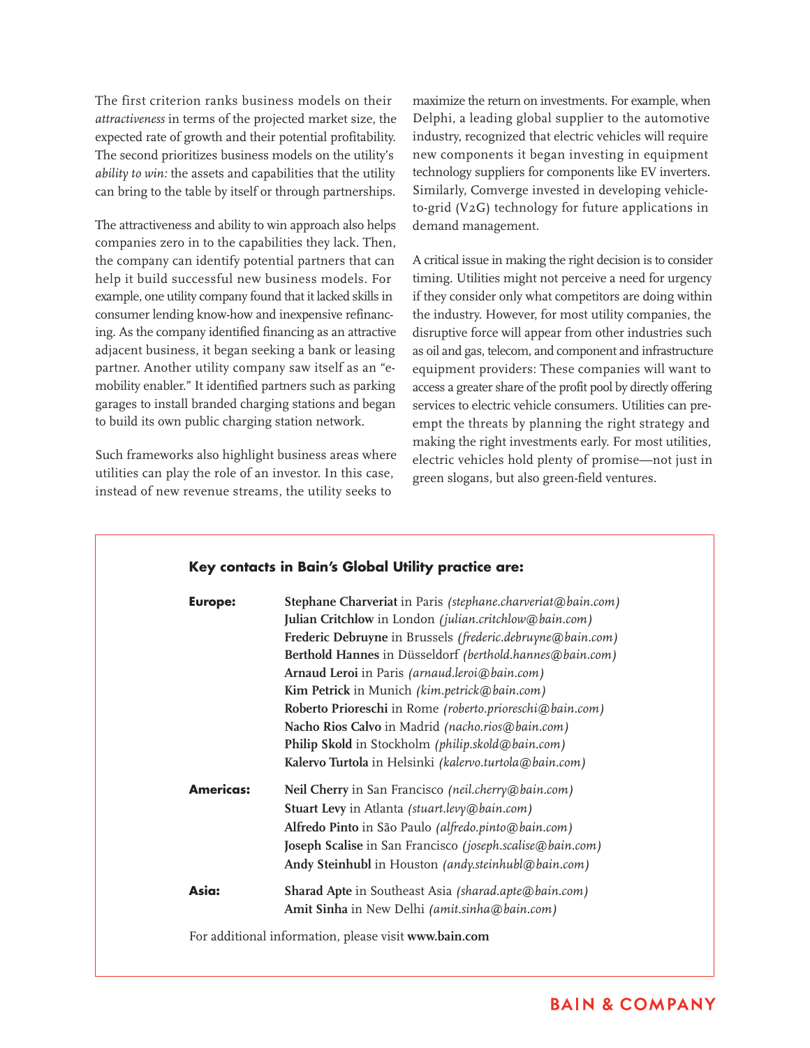The first criterion ranks business models on their *attractiveness* in terms of the projected market size, the expected rate of growth and their potential profitability. The second prioritizes business models on the utility's *ability to win:* the assets and capabilities that the utility can bring to the table by itself or through partnerships.

The attractiveness and ability to win approach also helps companies zero in to the capabilities they lack. Then, the company can identify potential partners that can help it build successful new business models. For example, one utility company found that it lacked skills in consumer lending know-how and inexpensive refinancing. As the company identified financing as an attractive adjacent business, it began seeking a bank or leasing partner. Another utility company saw itself as an "e-mobility enabler." It identified partners such as parking garages to install branded charging stations and began to build its own public charging station network.

Such frameworks also highlight business areas where utilities can play the role of an investor. In this case, instead of new revenue streams, the utility seeks to maximize the return on investments. For example, when Delphi, a leading global supplier to the automotive industry, recognized that electric vehicles will require new components it began investing in equipment technology suppliers for components like EV inverters. Similarly, Comverge invested in developing vehicle-to-grid (V2G) technology for future applications in demand management.

A critical issue in making the right decision is to consider timing. Utilities might not perceive a need for urgency if they consider only what competitors are doing within the industry. However, for most utility companies, the disruptive force will appear from other industries such as oil and gas, telecom, and component and infrastructure equipment providers: These companies will want to access a greater share of the profit pool by directly offering services to electric vehicle consumers. Utilities can pre-empt the threats by planning the right strategy and making the right investments early. For most utilities, electric vehicles hold plenty of promise—not just in green slogans, but also green-field ventures.

**Key contacts in Bain's Global Utility practice are:**

**Europe:**
**Stephane Charveriat** in Paris *(stephane.charveriat@bain.com)*
**Julian Critchlow** in London *(julian.critchlow@bain.com)*
**Frederic Debruyne** in Brussels *(frederic.debruyne@bain.com)*
**Berthold Hannes** in Düsseldorf *(berthold.hannes@bain.com)*
**Arnaud Leroi** in Paris *(arnaud.leroi@bain.com)*
**Kim Petrick** in Munich *(kim.petrick@bain.com)*
**Roberto Prioreschi** in Rome *(roberto.prioreschi@bain.com)*
**Nacho Rios Calvo** in Madrid *(nacho.rios@bain.com)*
**Philip Skold** in Stockholm *(philip.skold@bain.com)*
**Kalervo Turtola** in Helsinki *(kalervo.turtola@bain.com)*

**Americas:**
**Neil Cherry** in San Francisco *(neil.cherry@bain.com)*
**Stuart Levy** in Atlanta *(stuart.levy@bain.com)*
**Alfredo Pinto** in São Paulo *(alfredo.pinto@bain.com)*
**Joseph Scalise** in San Francisco *(joseph.scalise@bain.com)*
**Andy Steinhubl** in Houston *(andy.steinhubl@bain.com)*

**Asia:**
**Sharad Apte** in Southeast Asia *(sharad.apte@bain.com)*
**Amit Sinha** in New Delhi *(amit.sinha@bain.com)*

For additional information, please visit **www.bain.com**

BAIN & COMPANY